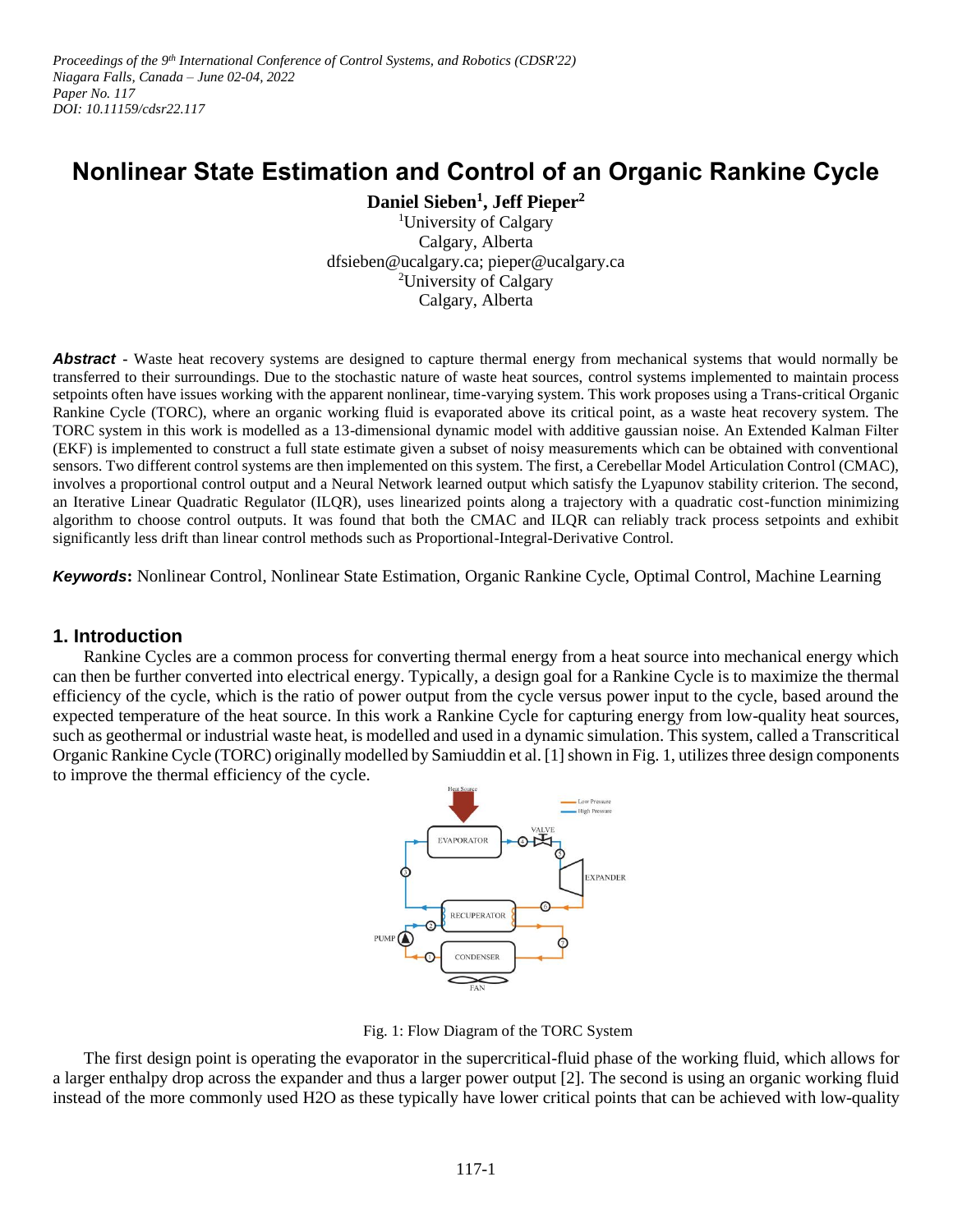*Proceedings of the 9th International Conference of Control Systems, and Robotics (CDSR'22)*
*Niagara Falls, Canada – June 02-04, 2022*
*Paper No. 117*
*DOI: 10.11159/cdsr22.117*

# Nonlinear State Estimation and Control of an Organic Rankine Cycle

**Daniel Sieben[1], Jeff Pieper[2]**

[1]University of Calgary
Calgary, Alberta
dfsieben@ucalgary.ca; pieper@ucalgary.ca
[2]University of Calgary
Calgary, Alberta

***Abstract*** - Waste heat recovery systems are designed to capture thermal energy from mechanical systems that would normally be transferred to their surroundings. Due to the stochastic nature of waste heat sources, control systems implemented to maintain process setpoints often have issues working with the apparent nonlinear, time-varying system. This work proposes using a Trans-critical Organic Rankine Cycle (TORC), where an organic working fluid is evaporated above its critical point, as a waste heat recovery system. The TORC system in this work is modelled as a 13-dimensional dynamic model with additive gaussian noise. An Extended Kalman Filter (EKF) is implemented to construct a full state estimate given a subset of noisy measurements which can be obtained with conventional sensors. Two different control systems are then implemented on this system. The first, a Cerebellar Model Articulation Control (CMAC), involves a proportional control output and a Neural Network learned output which satisfy the Lyapunov stability criterion. The second, an Iterative Linear Quadratic Regulator (ILQR), uses linearized points along a trajectory with a quadratic cost-function minimizing algorithm to choose control outputs. It was found that both the CMAC and ILQR can reliably track process setpoints and exhibit significantly less drift than linear control methods such as Proportional-Integral-Derivative Control.

***Keywords*:** Nonlinear Control, Nonlinear State Estimation, Organic Rankine Cycle, Optimal Control, Machine Learning

## 1. Introduction

Rankine Cycles are a common process for converting thermal energy from a heat source into mechanical energy which can then be further converted into electrical energy. Typically, a design goal for a Rankine Cycle is to maximize the thermal efficiency of the cycle, which is the ratio of power output from the cycle versus power input to the cycle, based around the expected temperature of the heat source. In this work a Rankine Cycle for capturing energy from low-quality heat sources, such as geothermal or industrial waste heat, is modelled and used in a dynamic simulation. This system, called a Transcritical Organic Rankine Cycle (TORC) originally modelled by Samiuddin et al. [1] shown in Fig. 1, utilizes three design components to improve the thermal efficiency of the cycle.

Fig. 1: Flow Diagram of the TORC System

The first design point is operating the evaporator in the supercritical-fluid phase of the working fluid, which allows for a larger enthalpy drop across the expander and thus a larger power output [2]. The second is using an organic working fluid instead of the more commonly used $H_2O$ as these typically have lower critical points that can be achieved with low-quality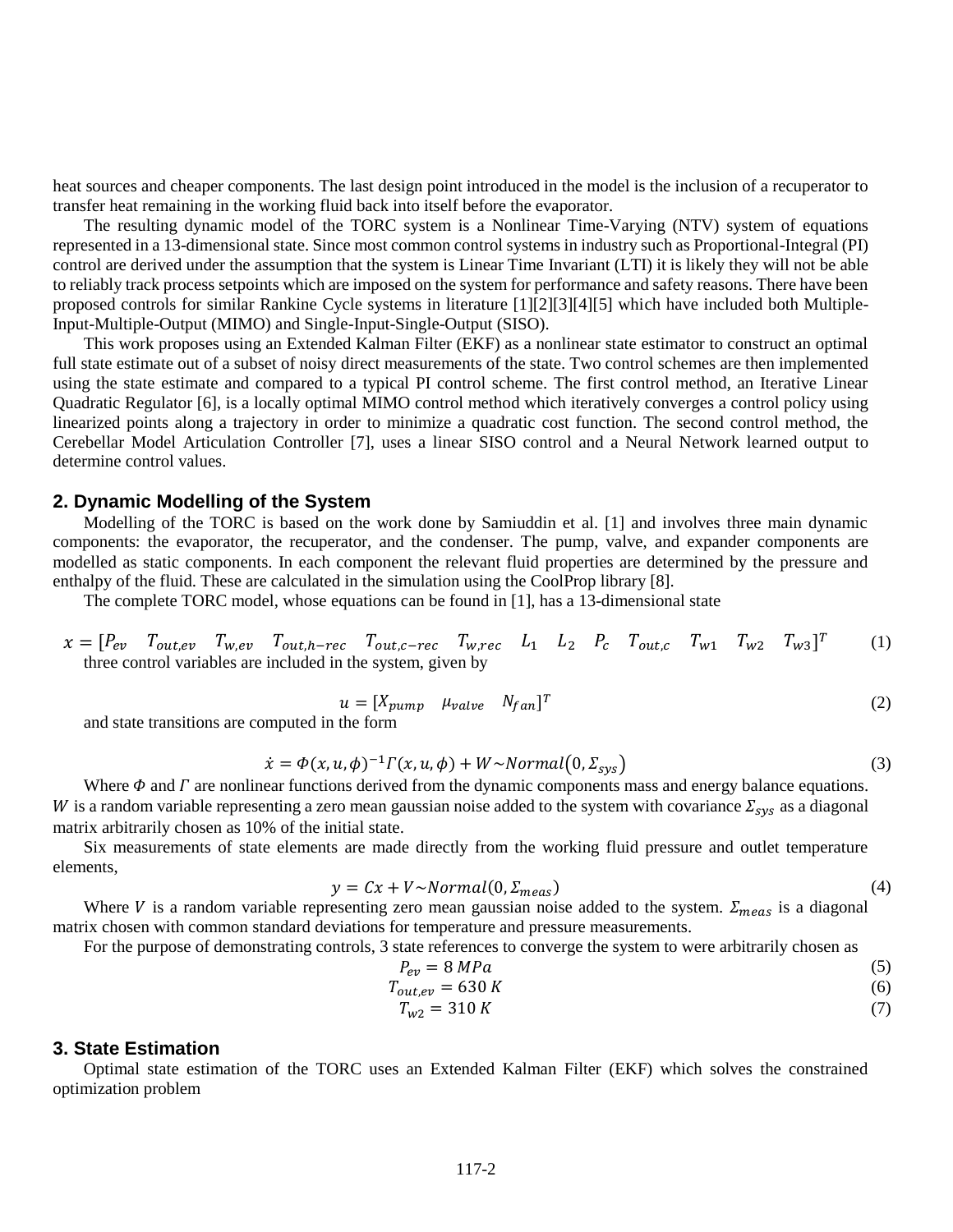heat sources and cheaper components. The last design point introduced in the model is the inclusion of a recuperator to transfer heat remaining in the working fluid back into itself before the evaporator.

The resulting dynamic model of the TORC system is a Nonlinear Time-Varying (NTV) system of equations represented in a 13-dimensional state. Since most common control systems in industry such as Proportional-Integral (PI) control are derived under the assumption that the system is Linear Time Invariant (LTI) it is likely they will not be able to reliably track process setpoints which are imposed on the system for performance and safety reasons. There have been proposed controls for similar Rankine Cycle systems in literature [1][2][3][4][5] which have included both Multiple-Input-Multiple-Output (MIMO) and Single-Input-Single-Output (SISO).

This work proposes using an Extended Kalman Filter (EKF) as a nonlinear state estimator to construct an optimal full state estimate out of a subset of noisy direct measurements of the state. Two control schemes are then implemented using the state estimate and compared to a typical PI control scheme. The first control method, an Iterative Linear Quadratic Regulator [6], is a locally optimal MIMO control method which iteratively converges a control policy using linearized points along a trajectory in order to minimize a quadratic cost function. The second control method, the Cerebellar Model Articulation Controller [7], uses a linear SISO control and a Neural Network learned output to determine control values.

## 2. Dynamic Modelling of the System

Modelling of the TORC is based on the work done by Samiuddin et al. [1] and involves three main dynamic components: the evaporator, the recuperator, and the condenser. The pump, valve, and expander components are modelled as static components. In each component the relevant fluid properties are determined by the pressure and enthalpy of the fluid. These are calculated in the simulation using the CoolProp library [8].

The complete TORC model, whose equations can be found in [1], has a 13-dimensional state

$$x = [P_{ev} \quad T_{out,ev} \quad T_{w,ev} \quad T_{out,h-rec} \quad T_{out,c-rec} \quad T_{w,rec} \quad L_1 \quad L_2 \quad P_c \quad T_{out,c} \quad T_{w1} \quad T_{w2} \quad T_{w3}]^T \tag{1}$$

three control variables are included in the system, given by

$$u = [X_{pump} \quad \mu_{valve} \quad N_{fan}]^T \tag{2}$$

and state transitions are computed in the form

$$\dot{x} = \Phi(x, u, \phi)^{-1}\Gamma(x, u, \phi) + W \sim Normal(0, \Sigma_{sys}) \tag{3}$$

Where $\Phi$ and $\Gamma$ are nonlinear functions derived from the dynamic components mass and energy balance equations. $W$ is a random variable representing a zero mean gaussian noise added to the system with covariance $\Sigma_{sys}$ as a diagonal matrix arbitrarily chosen as 10% of the initial state.

Six measurements of state elements are made directly from the working fluid pressure and outlet temperature elements,

$$y = Cx + V \sim Normal(0, \Sigma_{meas}) \tag{4}$$

Where $V$ is a random variable representing zero mean gaussian noise added to the system. $\Sigma_{meas}$ is a diagonal matrix chosen with common standard deviations for temperature and pressure measurements.

For the purpose of demonstrating controls, 3 state references to converge the system to were arbitrarily chosen as

$$P_{ev} = 8\ MPa \tag{5}$$

$$T_{out,ev} = 630\ K \tag{6}$$

$$T_{w2} = 310\ K \tag{7}$$

## 3. State Estimation

Optimal state estimation of the TORC uses an Extended Kalman Filter (EKF) which solves the constrained optimization problem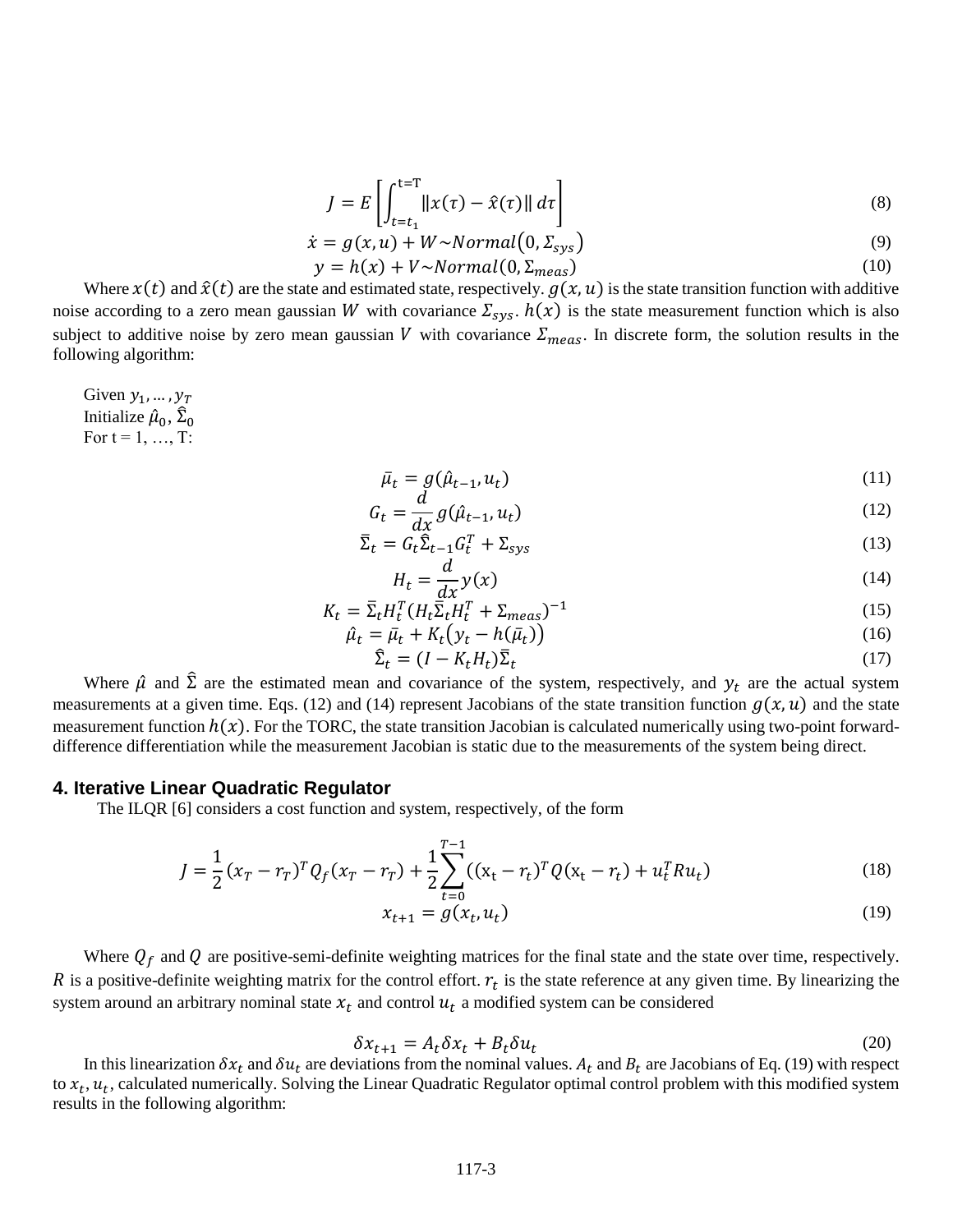$$J = E\left[\int_{t=t_1}^{t=T} \|x(\tau) - \hat{x}(\tau)\| \, d\tau\right] \tag{8}$$

$$\dot{x} = g(x, u) + W \sim Normal(0, \Sigma_{sys}) \tag{9}$$

$$y = h(x) + V \sim Normal(0, \Sigma_{meas}) \tag{10}$$

Where $x(t)$ and $\hat{x}(t)$ are the state and estimated state, respectively. $g(x, u)$ is the state transition function with additive noise according to a zero mean gaussian $W$ with covariance $\Sigma_{sys}$. $h(x)$ is the state measurement function which is also subject to additive noise by zero mean gaussian $V$ with covariance $\Sigma_{meas}$. In discrete form, the solution results in the following algorithm:

Given $y_1, \ldots, y_T$
Initialize $\hat{\mu}_0, \hat{\Sigma}_0$
For t = 1, …, T:

$$\bar{\mu}_t = g(\hat{\mu}_{t-1}, u_t) \tag{11}$$

$$G_t = \frac{d}{dx} g(\hat{\mu}_{t-1}, u_t) \tag{12}$$

$$\bar{\Sigma}_t = G_t \hat{\Sigma}_{t-1} G_t^T + \Sigma_{sys} \tag{13}$$

$$H_t = \frac{d}{dx} y(x) \tag{14}$$

$$K_t = \bar{\Sigma}_t H_t^T (H_t \bar{\Sigma}_t H_t^T + \Sigma_{meas})^{-1} \tag{15}$$

$$\hat{\mu}_t = \bar{\mu}_t + K_t(y_t - h(\bar{\mu}_t)) \tag{16}$$

$$\hat{\Sigma}_t = (I - K_t H_t)\bar{\Sigma}_t \tag{17}$$

Where $\hat{\mu}$ and $\hat{\Sigma}$ are the estimated mean and covariance of the system, respectively, and $y_t$ are the actual system measurements at a given time. Eqs. (12) and (14) represent Jacobians of the state transition function $g(x, u)$ and the state measurement function $h(x)$. For the TORC, the state transition Jacobian is calculated numerically using two-point forward-difference differentiation while the measurement Jacobian is static due to the measurements of the system being direct.

## 4. Iterative Linear Quadratic Regulator

The ILQR [6] considers a cost function and system, respectively, of the form

$$J = \frac{1}{2}(x_T - r_T)^T Q_f (x_T - r_T) + \frac{1}{2}\sum_{t=0}^{T-1}((x_t - r_t)^T Q (x_t - r_t) + u_t^T R u_t) \tag{18}$$

$$x_{t+1} = g(x_t, u_t) \tag{19}$$

Where $Q_f$ and $Q$ are positive-semi-definite weighting matrices for the final state and the state over time, respectively. $R$ is a positive-definite weighting matrix for the control effort. $r_t$ is the state reference at any given time. By linearizing the system around an arbitrary nominal state $x_t$ and control $u_t$ a modified system can be considered

$$\delta x_{t+1} = A_t \delta x_t + B_t \delta u_t \tag{20}$$

In this linearization $\delta x_t$ and $\delta u_t$ are deviations from the nominal values. $A_t$ and $B_t$ are Jacobians of Eq. (19) with respect to $x_t, u_t$, calculated numerically. Solving the Linear Quadratic Regulator optimal control problem with this modified system results in the following algorithm: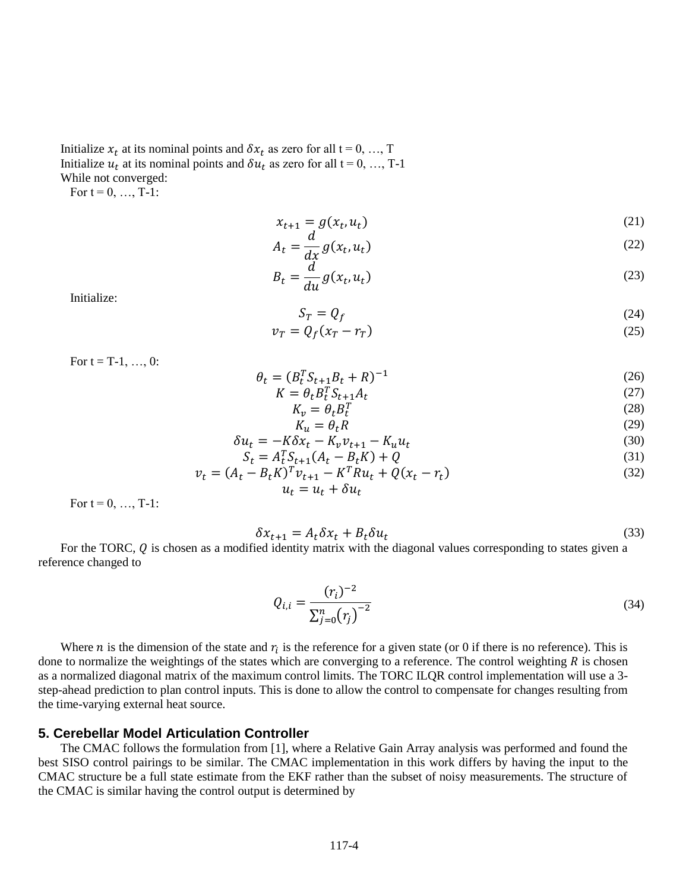Initialize $x_t$ at its nominal points and $\delta x_t$ as zero for all t = 0, …, T
Initialize $u_t$ at its nominal points and $\delta u_t$ as zero for all t = 0, …, T-1
While not converged:
For t = 0, …, T-1:

$$x_{t+1} = g(x_t, u_t) \tag{21}$$

$$A_t = \frac{d}{dx} g(x_t, u_t) \tag{22}$$

$$B_t = \frac{d}{du} g(x_t, u_t) \tag{23}$$

Initialize:

$$S_T = Q_f \tag{24}$$

$$v_T = Q_f(x_T - r_T) \tag{25}$$

For t = T-1, …, 0:

$$\theta_t = (B_t^T S_{t+1} B_t + R)^{-1} \tag{26}$$

$$K = \theta_t B_t^T S_{t+1} A_t \tag{27}$$

$$K_v = \theta_t B_t^T \tag{28}$$

$$K_u = \theta_t R \tag{29}$$

$$\delta u_t = -K \delta x_t - K_v v_{t+1} - K_u u_t \tag{30}$$

$$S_t = A_t^T S_{t+1}(A_t - B_t K) + Q \tag{31}$$

$$v_t = (A_t - B_t K)^T v_{t+1} - K^T R u_t + Q(x_t - r_t) \tag{32}$$

$$u_t = u_t + \delta u_t$$

For t = 0, …, T-1:

$$\delta x_{t+1} = A_t \delta x_t + B_t \delta u_t \tag{33}$$

For the TORC, $Q$ is chosen as a modified identity matrix with the diagonal values corresponding to states given a reference changed to

$$Q_{i,i} = \frac{(r_i)^{-2}}{\sum_{j=0}^{n} (r_j)^{-2}} \tag{34}$$

Where $n$ is the dimension of the state and $r_i$ is the reference for a given state (or 0 if there is no reference). This is done to normalize the weightings of the states which are converging to a reference. The control weighting $R$ is chosen as a normalized diagonal matrix of the maximum control limits. The TORC ILQR control implementation will use a 3-step-ahead prediction to plan control inputs. This is done to allow the control to compensate for changes resulting from the time-varying external heat source.

## 5. Cerebellar Model Articulation Controller

The CMAC follows the formulation from [1], where a Relative Gain Array analysis was performed and found the best SISO control pairings to be similar. The CMAC implementation in this work differs by having the input to the CMAC structure be a full state estimate from the EKF rather than the subset of noisy measurements. The structure of the CMAC is similar having the control output is determined by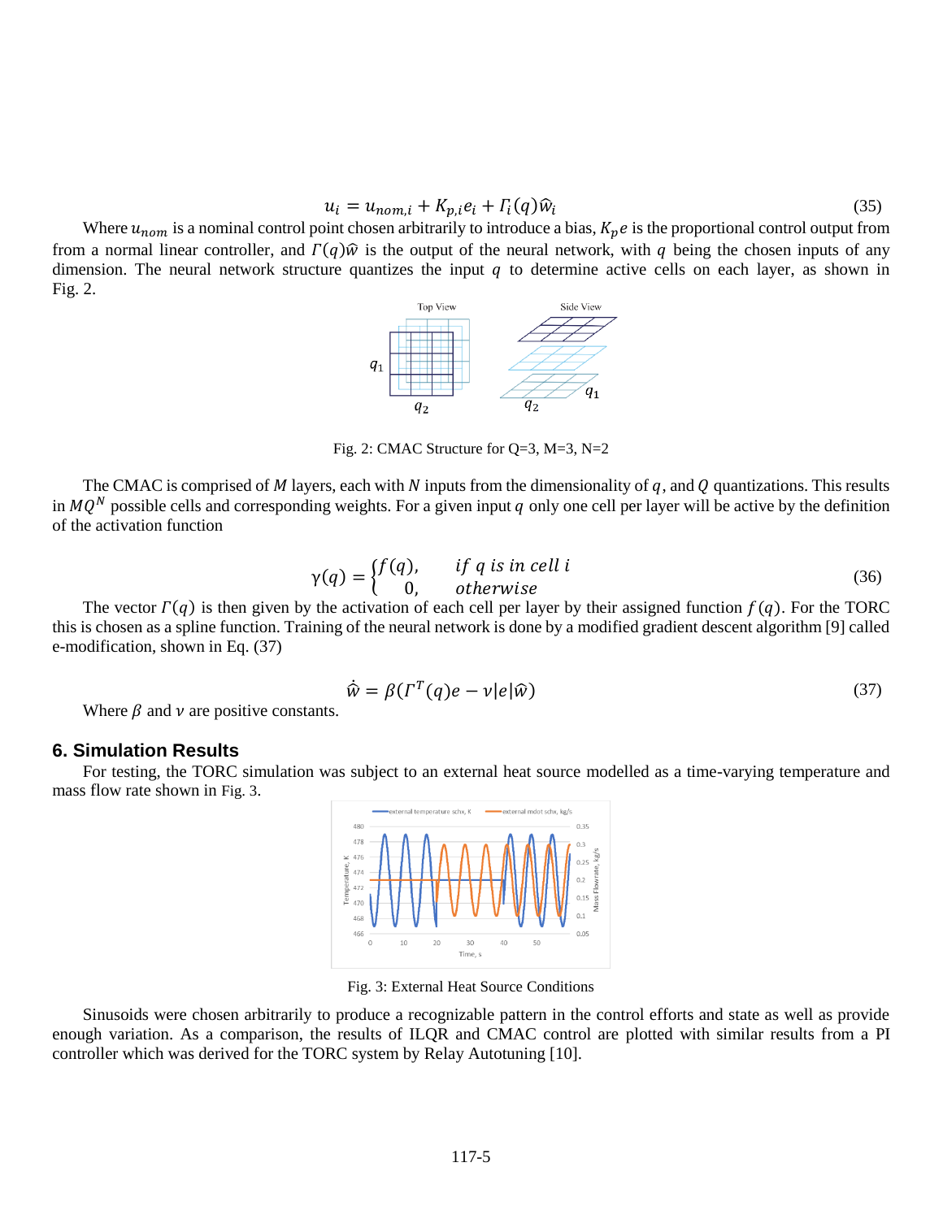$$u_i = u_{nom,i} + K_{p,i}e_i + \Gamma_i(q)\widehat{w}_i \tag{35}$$

Where $u_{nom}$ is a nominal control point chosen arbitrarily to introduce a bias, $K_p e$ is the proportional control output from from a normal linear controller, and $\Gamma(q)\widehat{w}$ is the output of the neural network, with $q$ being the chosen inputs of any dimension. The neural network structure quantizes the input $q$ to determine active cells on each layer, as shown in Fig. 2.

Fig. 2: CMAC Structure for Q=3, M=3, N=2

The CMAC is comprised of $M$ layers, each with $N$ inputs from the dimensionality of $q$, and $Q$ quantizations. This results in $MQ^N$ possible cells and corresponding weights. For a given input $q$ only one cell per layer will be active by the definition of the activation function

$$\gamma(q) = \begin{cases} f(q), & if\ q\ is\ in\ cell\ i \\ 0, & otherwise \end{cases} \tag{36}$$

The vector $\Gamma(q)$ is then given by the activation of each cell per layer by their assigned function $f(q)$. For the TORC this is chosen as a spline function. Training of the neural network is done by a modified gradient descent algorithm [9] called e-modification, shown in Eq. (37)

$$\dot{\widehat{w}} = \beta(\Gamma^T(q)e - \nu|e|\widehat{w}) \tag{37}$$

Where $\beta$ and $\nu$ are positive constants.

## 6. Simulation Results

For testing, the TORC simulation was subject to an external heat source modelled as a time-varying temperature and mass flow rate shown in Fig. 3.

Fig. 3: External Heat Source Conditions

Sinusoids were chosen arbitrarily to produce a recognizable pattern in the control efforts and state as well as provide enough variation. As a comparison, the results of ILQR and CMAC control are plotted with similar results from a PI controller which was derived for the TORC system by Relay Autotuning [10].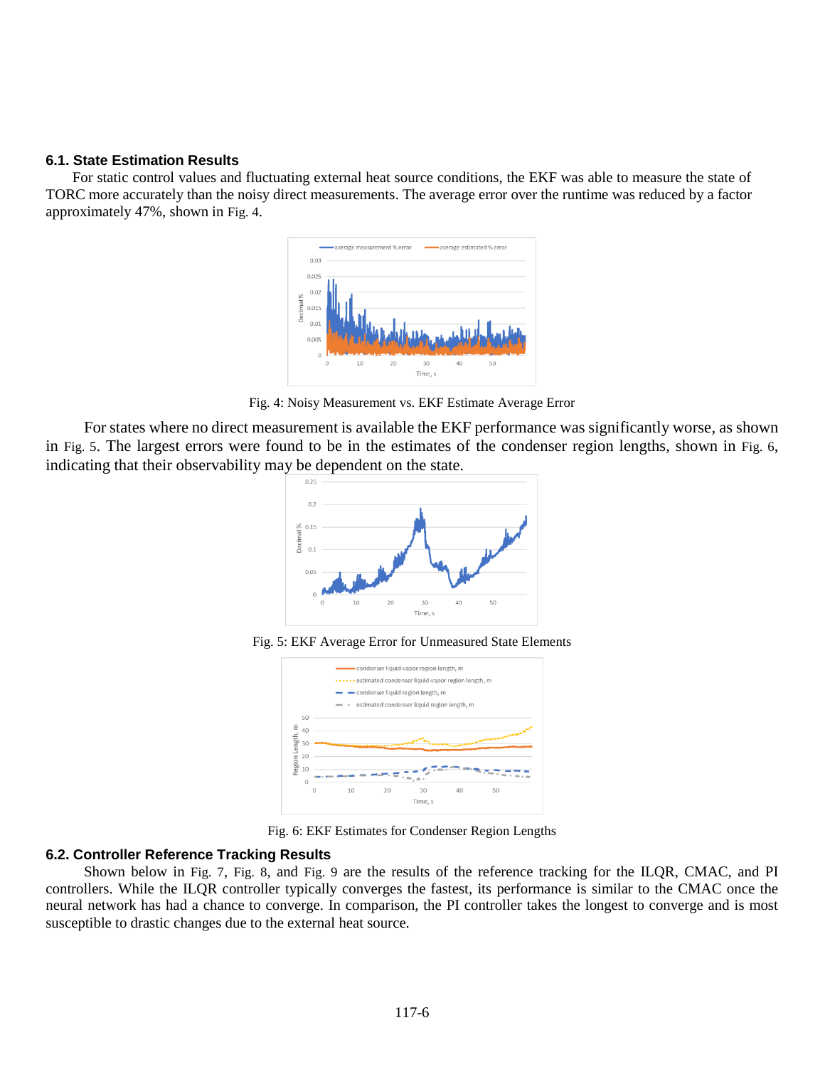### 6.1. State Estimation Results

For static control values and fluctuating external heat source conditions, the EKF was able to measure the state of TORC more accurately than the noisy direct measurements. The average error over the runtime was reduced by a factor approximately 47%, shown in Fig. 4.

Fig. 4: Noisy Measurement vs. EKF Estimate Average Error

For states where no direct measurement is available the EKF performance was significantly worse, as shown in Fig. 5. The largest errors were found to be in the estimates of the condenser region lengths, shown in Fig. 6, indicating that their observability may be dependent on the state.

Fig. 5: EKF Average Error for Unmeasured State Elements

Fig. 6: EKF Estimates for Condenser Region Lengths

### 6.2. Controller Reference Tracking Results

Shown below in Fig. 7, Fig. 8, and Fig. 9 are the results of the reference tracking for the ILQR, CMAC, and PI controllers. While the ILQR controller typically converges the fastest, its performance is similar to the CMAC once the neural network has had a chance to converge. In comparison, the PI controller takes the longest to converge and is most susceptible to drastic changes due to the external heat source.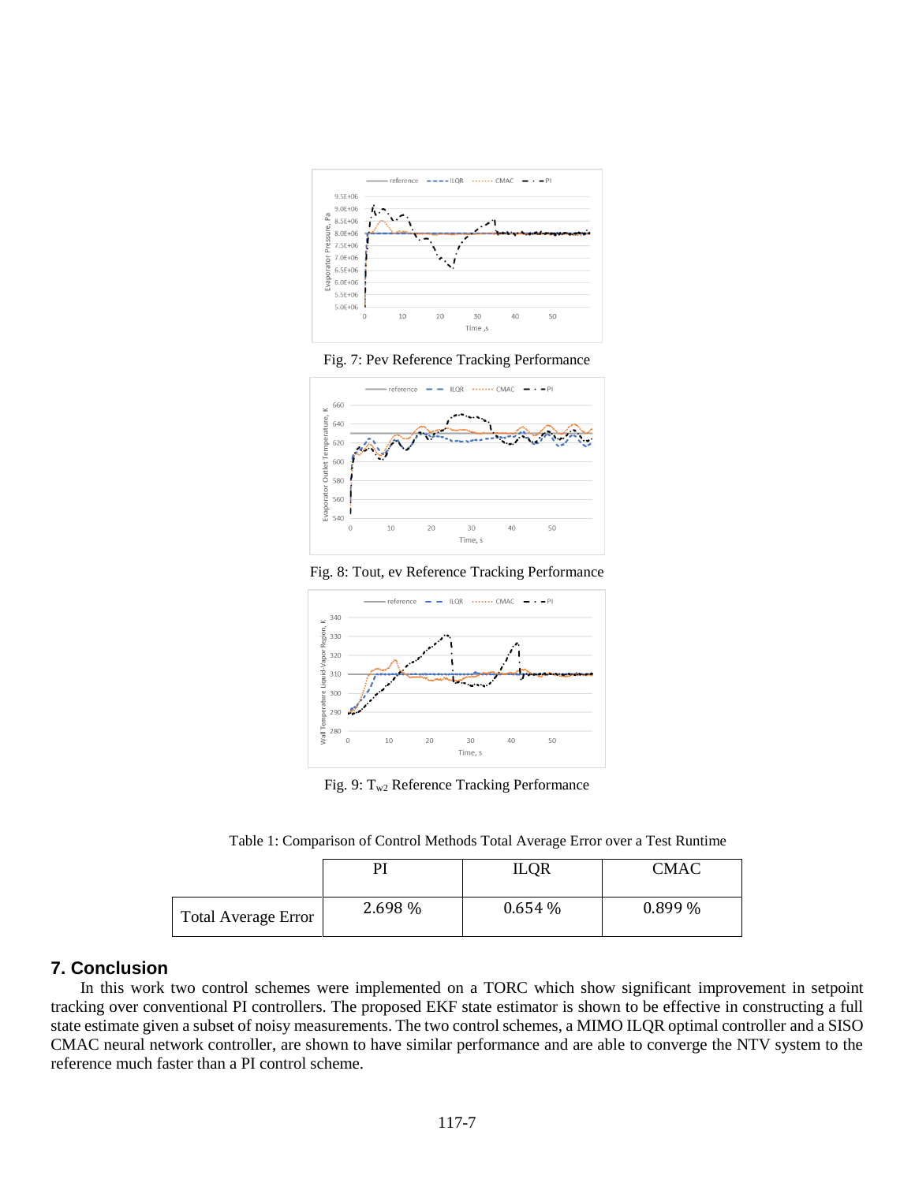Fig. 7: Pev Reference Tracking Performance

Fig. 8: Tout, ev Reference Tracking Performance

Fig. 9: $T_{w2}$ Reference Tracking Performance

Table 1: Comparison of Control Methods Total Average Error over a Test Runtime

| | PI | ILQR | CMAC |
|---|---|---|---|
| Total Average Error | 2.698 % | 0.654 % | 0.899 % |

## 7. Conclusion

In this work two control schemes were implemented on a TORC which show significant improvement in setpoint tracking over conventional PI controllers. The proposed EKF state estimator is shown to be effective in constructing a full state estimate given a subset of noisy measurements. The two control schemes, a MIMO ILQR optimal controller and a SISO CMAC neural network controller, are shown to have similar performance and are able to converge the NTV system to the reference much faster than a PI control scheme.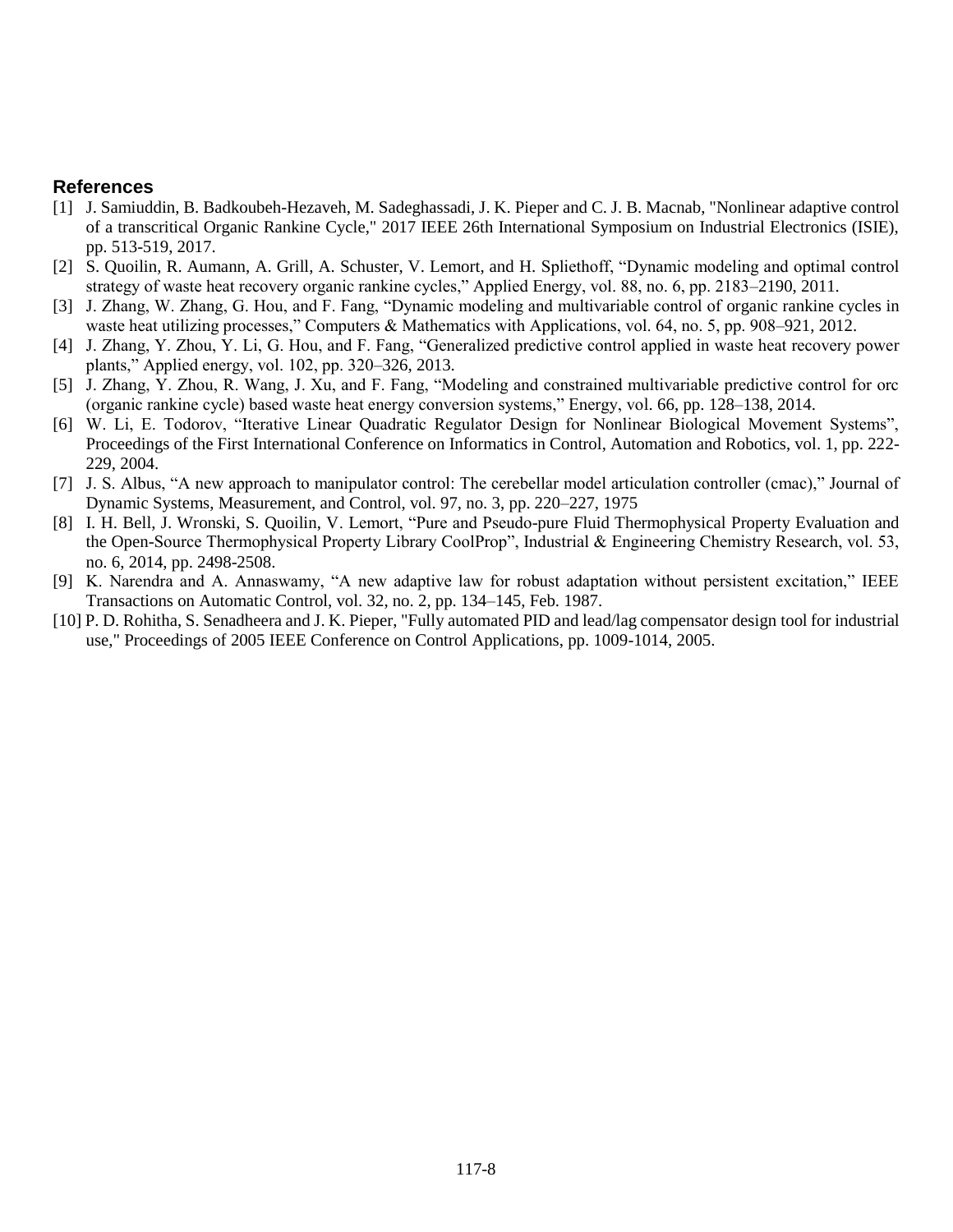## References

[1] J. Samiuddin, B. Badkoubeh-Hezaveh, M. Sadeghassadi, J. K. Pieper and C. J. B. Macnab, "Nonlinear adaptive control of a transcritical Organic Rankine Cycle," 2017 IEEE 26th International Symposium on Industrial Electronics (ISIE), pp. 513-519, 2017.

[2] S. Quoilin, R. Aumann, A. Grill, A. Schuster, V. Lemort, and H. Spliethoff, "Dynamic modeling and optimal control strategy of waste heat recovery organic rankine cycles," Applied Energy, vol. 88, no. 6, pp. 2183–2190, 2011.

[3] J. Zhang, W. Zhang, G. Hou, and F. Fang, "Dynamic modeling and multivariable control of organic rankine cycles in waste heat utilizing processes," Computers & Mathematics with Applications, vol. 64, no. 5, pp. 908–921, 2012.

[4] J. Zhang, Y. Zhou, Y. Li, G. Hou, and F. Fang, "Generalized predictive control applied in waste heat recovery power plants," Applied energy, vol. 102, pp. 320–326, 2013.

[5] J. Zhang, Y. Zhou, R. Wang, J. Xu, and F. Fang, "Modeling and constrained multivariable predictive control for orc (organic rankine cycle) based waste heat energy conversion systems," Energy, vol. 66, pp. 128–138, 2014.

[6] W. Li, E. Todorov, "Iterative Linear Quadratic Regulator Design for Nonlinear Biological Movement Systems", Proceedings of the First International Conference on Informatics in Control, Automation and Robotics, vol. 1, pp. 222-229, 2004.

[7] J. S. Albus, "A new approach to manipulator control: The cerebellar model articulation controller (cmac)," Journal of Dynamic Systems, Measurement, and Control, vol. 97, no. 3, pp. 220–227, 1975

[8] I. H. Bell, J. Wronski, S. Quoilin, V. Lemort, "Pure and Pseudo-pure Fluid Thermophysical Property Evaluation and the Open-Source Thermophysical Property Library CoolProp", Industrial & Engineering Chemistry Research, vol. 53, no. 6, 2014, pp. 2498-2508.

[9] K. Narendra and A. Annaswamy, "A new adaptive law for robust adaptation without persistent excitation," IEEE Transactions on Automatic Control, vol. 32, no. 2, pp. 134–145, Feb. 1987.

[10] P. D. Rohitha, S. Senadheera and J. K. Pieper, "Fully automated PID and lead/lag compensator design tool for industrial use," Proceedings of 2005 IEEE Conference on Control Applications, pp. 1009-1014, 2005.